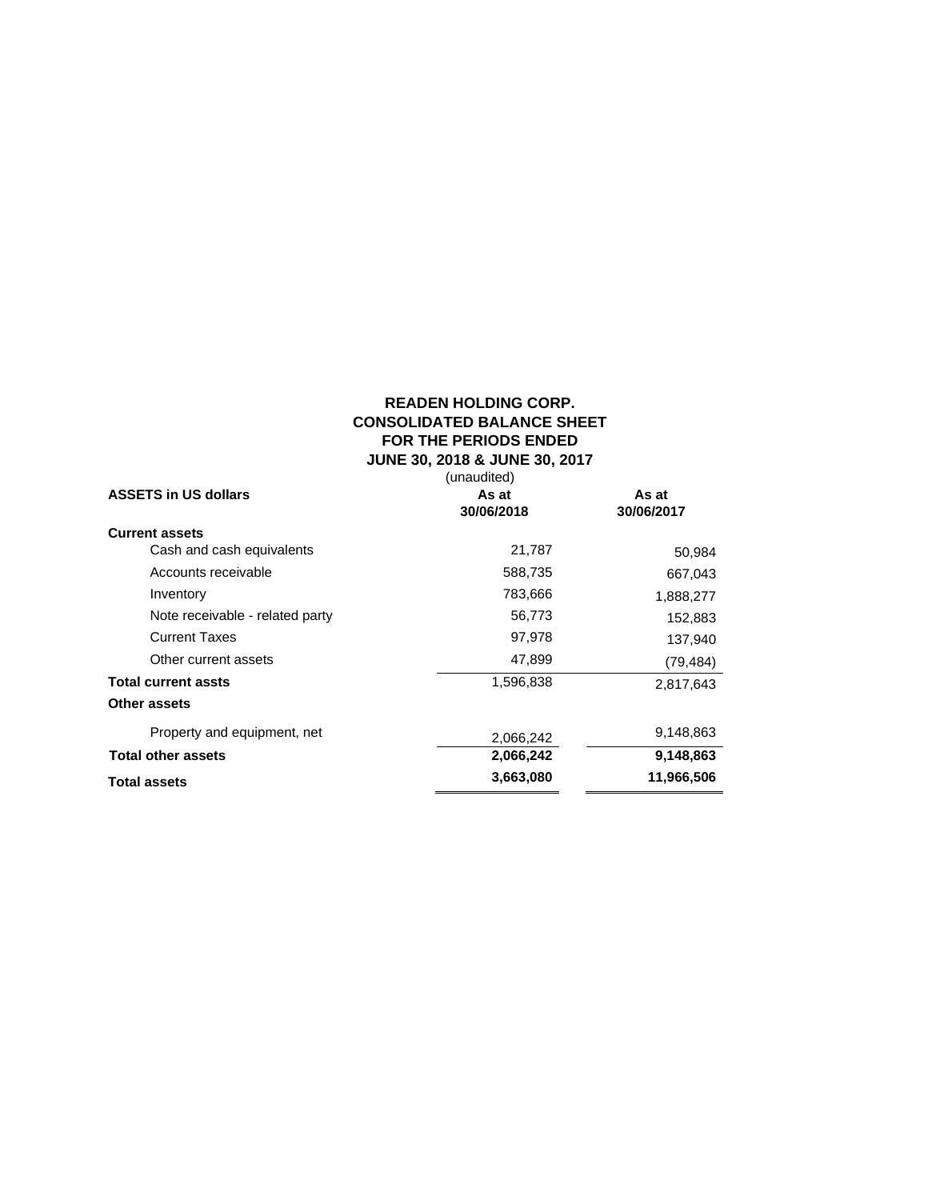# READEN HOLDING CORP.
## CONSOLIDATED BALANCE SHEET
## FOR THE PERIODS ENDED
## JUNE 30, 2018 & JUNE 30, 2017

| ASSETS in US dollars | (unaudited) As at 30/06/2018 | As at 30/06/2017 |
|---|---|---|
| **Current assets** | | |
| Cash and cash equivalents | 21,787 | 50,984 |
| Accounts receivable | 588,735 | 667,043 |
| Inventory | 783,666 | 1,888,277 |
| Note receivable - related party | 56,773 | 152,883 |
| Current Taxes | 97,978 | 137,940 |
| Other current assets | 47,899 | (79,484) |
| **Total current assts** | 1,596,838 | 2,817,643 |
| **Other assets** | | |
| Property and equipment, net | 2,066,242 | 9,148,863 |
| **Total other assets** | **2,066,242** | **9,148,863** |
| **Total assets** | **3,663,080** | **11,966,506** |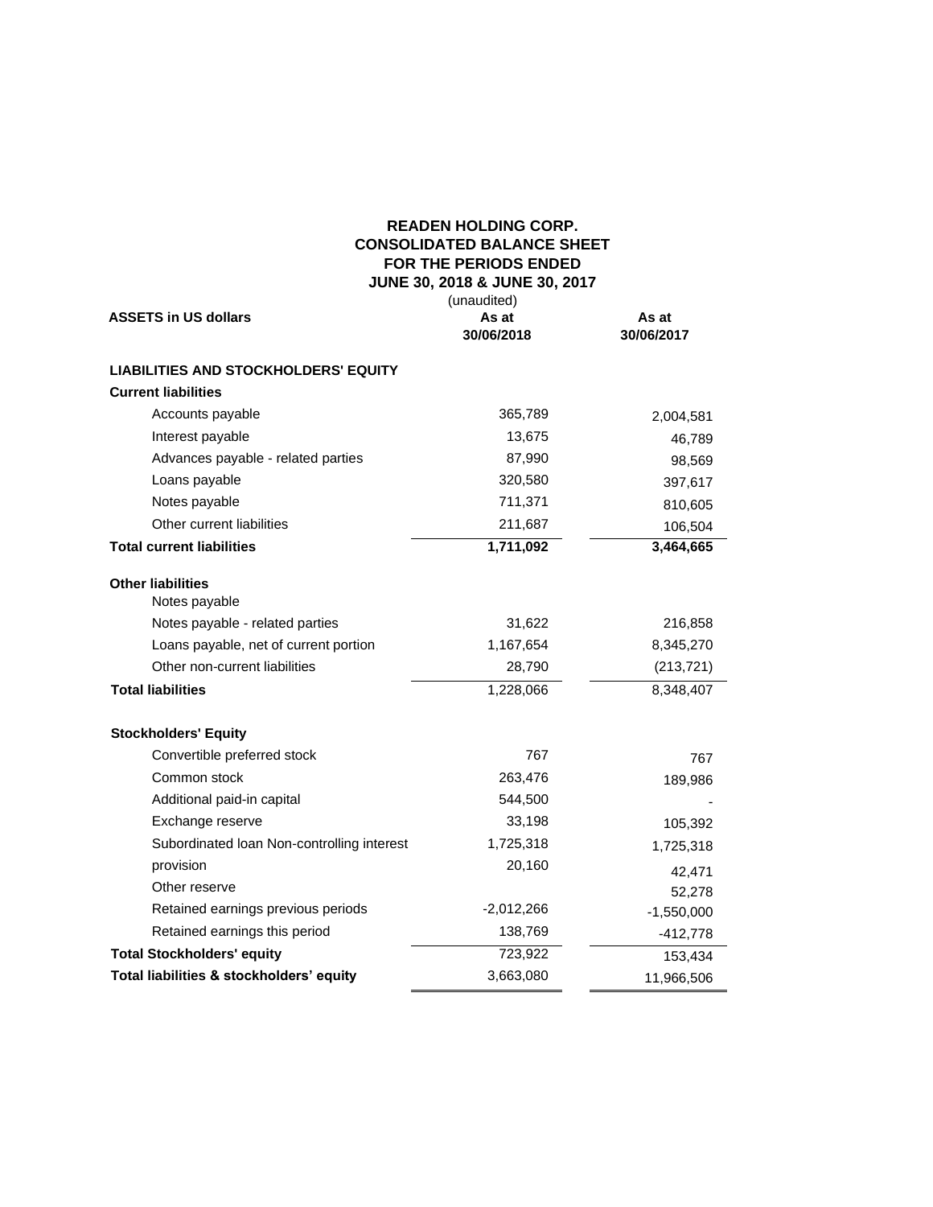# READEN HOLDING CORP.
## CONSOLIDATED BALANCE SHEET
## FOR THE PERIODS ENDED
## JUNE 30, 2018 & JUNE 30, 2017

| ASSETS in US dollars | (unaudited) As at 30/06/2018 | As at 30/06/2017 |
|---|---|---|
| **LIABILITIES AND STOCKHOLDERS' EQUITY** | | |
| **Current liabilities** | | |
| Accounts payable | 365,789 | 2,004,581 |
| Interest payable | 13,675 | 46,789 |
| Advances payable - related parties | 87,990 | 98,569 |
| Loans payable | 320,580 | 397,617 |
| Notes payable | 711,371 | 810,605 |
| Other current liabilities | 211,687 | 106,504 |
| **Total current liabilities** | **1,711,092** | **3,464,665** |
| **Other liabilities** | | |
| Notes payable | | |
| Notes payable - related parties | 31,622 | 216,858 |
| Loans payable, net of current portion | 1,167,654 | 8,345,270 |
| Other non-current liabilities | 28,790 | (213,721) |
| **Total liabilities** | 1,228,066 | 8,348,407 |
| **Stockholders' Equity** | | |
| Convertible preferred stock | 767 | 767 |
| Common stock | 263,476 | 189,986 |
| Additional paid-in capital | 544,500 | - |
| Exchange reserve | 33,198 | 105,392 |
| Subordinated loan Non-controlling interest | 1,725,318 | 1,725,318 |
| provision | 20,160 | 42,471 |
| Other reserve | | 52,278 |
| Retained earnings previous periods | -2,012,266 | -1,550,000 |
| Retained earnings this period | 138,769 | -412,778 |
| **Total Stockholders' equity** | 723,922 | 153,434 |
| **Total liabilities & stockholders' equity** | 3,663,080 | 11,966,506 |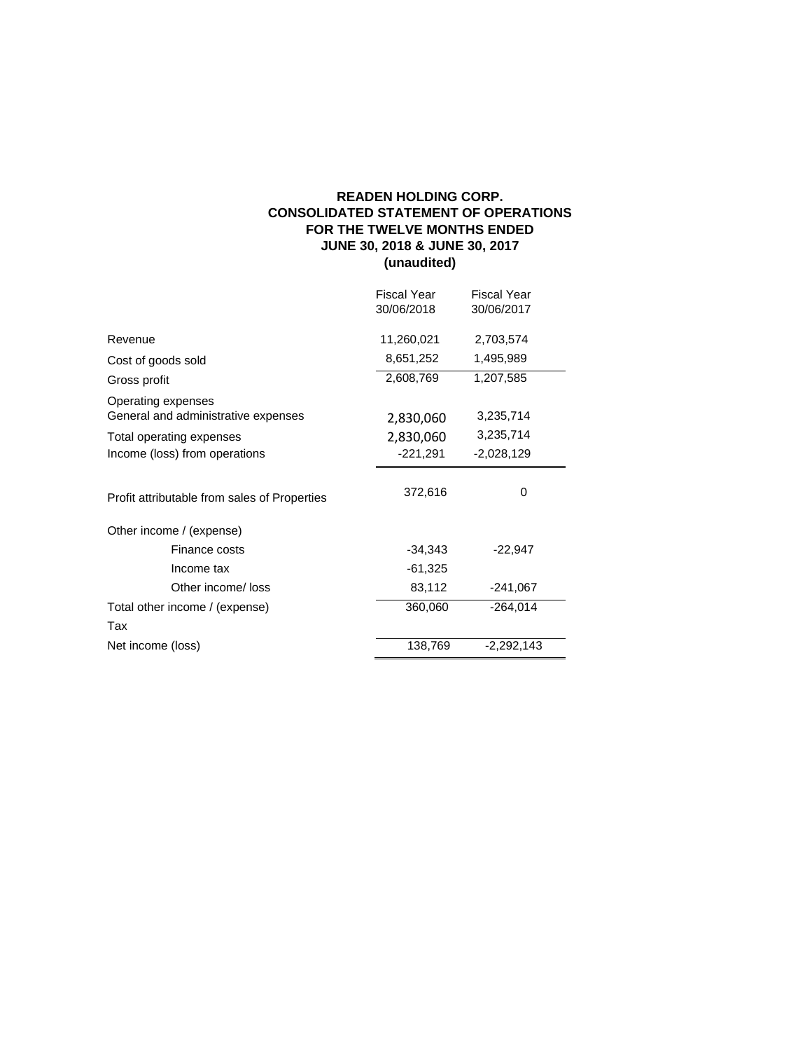**READEN HOLDING CORP.**
**CONSOLIDATED STATEMENT OF OPERATIONS**
**FOR THE TWELVE MONTHS ENDED**
**JUNE 30, 2018 & JUNE 30, 2017**
**(unaudited)**

| | Fiscal Year 30/06/2018 | Fiscal Year 30/06/2017 |
|---|---|---|
| Revenue | 11,260,021 | 2,703,574 |
| Cost of goods sold | 8,651,252 | 1,495,989 |
| Gross profit | 2,608,769 | 1,207,585 |
| Operating expenses | | |
| General and administrative expenses | 2,830,060 | 3,235,714 |
| Total operating expenses | 2,830,060 | 3,235,714 |
| Income (loss) from operations | -221,291 | -2,028,129 |
| Profit attributable from sales of Properties | 372,616 | 0 |
| Other income / (expense) | | |
| Finance costs | -34,343 | -22,947 |
| Income tax | -61,325 | |
| Other income/ loss | 83,112 | -241,067 |
| Total other income / (expense) | 360,060 | -264,014 |
| Tax | | |
| Net income (loss) | 138,769 | -2,292,143 |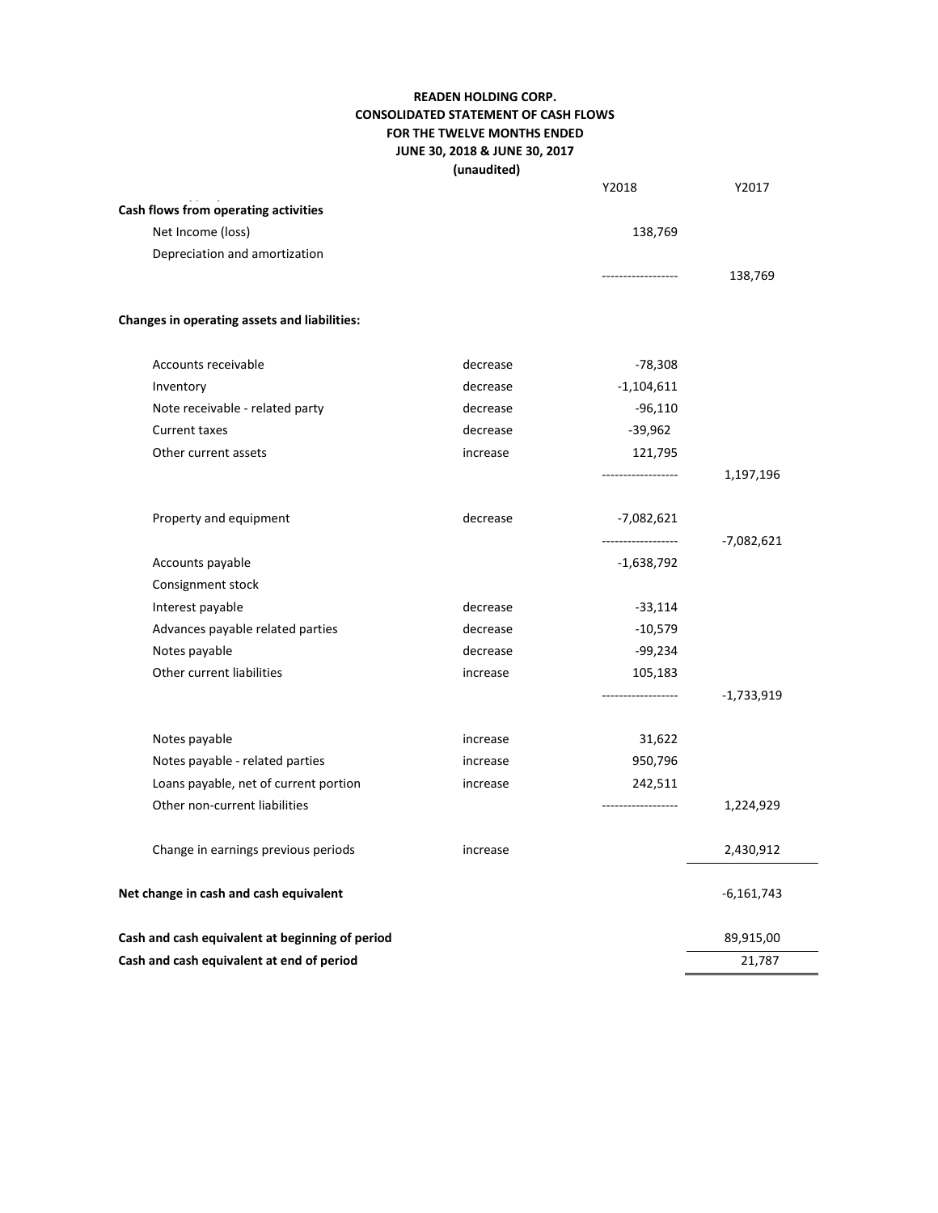**READEN HOLDING CORP.**
**CONSOLIDATED STATEMENT OF CASH FLOWS**
**FOR THE TWELVE MONTHS ENDED**
**JUNE 30, 2018 & JUNE 30, 2017**
**(unaudited)**

| | | Y2018 | Y2017 |
|---|---|---|---|
| **Cash flows from operating activities** | | | |
| Net Income (loss) | | 138,769 | |
| Depreciation and amortization | | | |
| | | ------------------ | 138,769 |
| | | | |
| **Changes in operating assets and liabilities:** | | | |
| | | | |
| Accounts receivable | decrease | -78,308 | |
| Inventory | decrease | -1,104,611 | |
| Note receivable - related party | decrease | -96,110 | |
| Current taxes | decrease | -39,962 | |
| Other current assets | increase | 121,795 | |
| | | ------------------ | 1,197,196 |
| | | | |
| Property and equipment | decrease | -7,082,621 | |
| | | ------------------ | -7,082,621 |
| Accounts payable | | -1,638,792 | |
| Consignment stock | | | |
| Interest payable | decrease | -33,114 | |
| Advances payable related parties | decrease | -10,579 | |
| Notes payable | decrease | -99,234 | |
| Other current liabilities | increase | 105,183 | |
| | | ------------------ | -1,733,919 |
| | | | |
| Notes payable | increase | 31,622 | |
| Notes payable - related parties | increase | 950,796 | |
| Loans payable, net of current portion | increase | 242,511 | |
| Other non-current liabilities | | ------------------ | 1,224,929 |
| | | | |
| Change in earnings previous periods | increase | | 2,430,912 |
| | | | |
| **Net change in cash and cash equivalent** | | | -6,161,743 |
| | | | |
| **Cash and cash equivalent at beginning of period** | | | 89,915,00 |
| **Cash and cash equivalent at end of period** | | | 21,787 |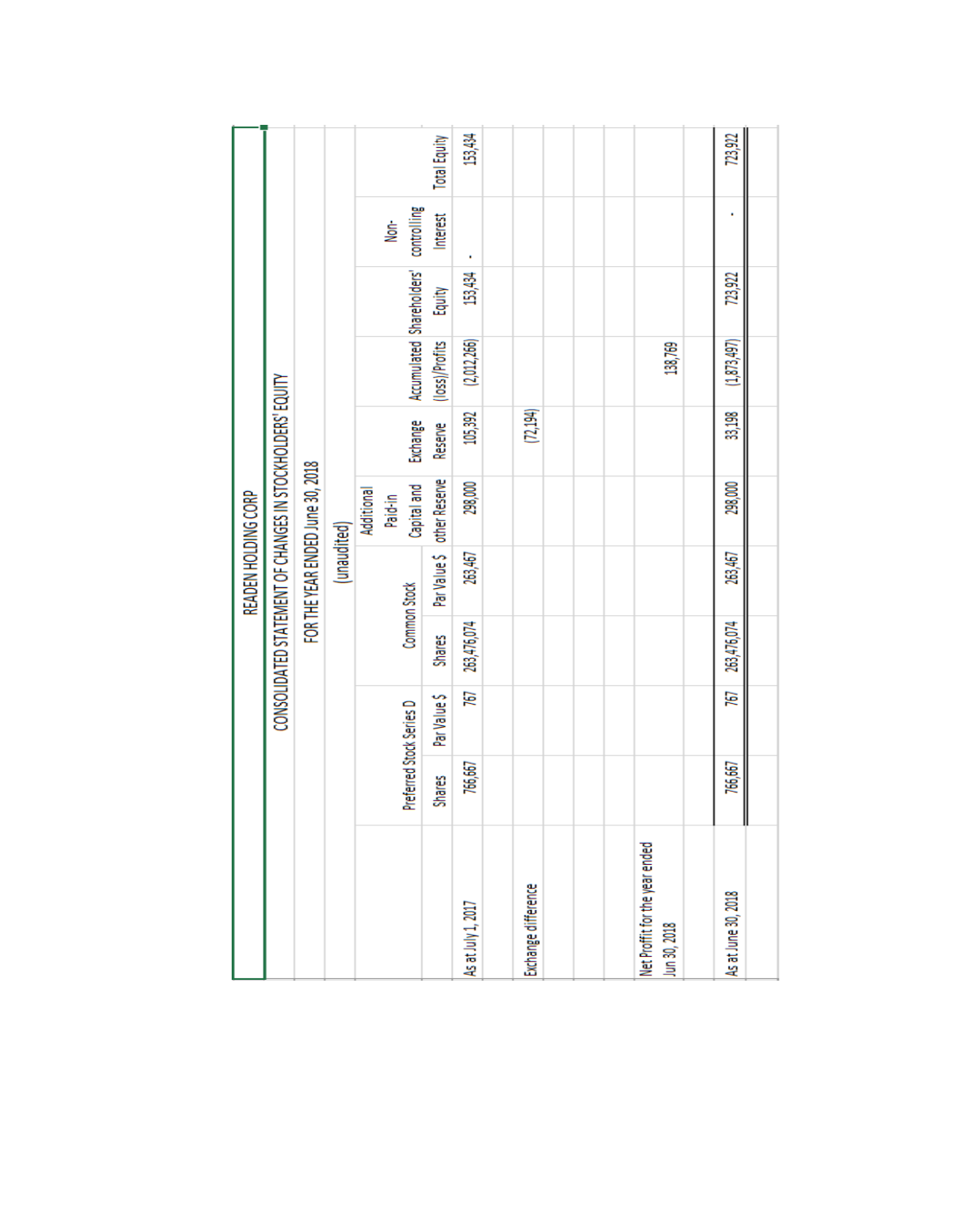# READEN HOLDING CORP

## CONSOLIDATED STATEMENT OF CHANGES IN STOCKHOLDERS' EQUITY

### FOR THE YEAR ENDED June 30, 2018

(unaudited)

| | Preferred Stock Series D | | Common Stock | | Additional Paid-in Capital and other Reserve | Exchange Reserve | Accumulated (loss)/Profits | Shareholders' Equity | Non-controlling Interest | Total Equity |
|---|---|---|---|---|---|---|---|---|---|---|
| | Shares | Par Value $ | Shares | Par Value $ | | | | | | |
| As at July 1, 2017 | 766,667 | 767 | 263,476,074 | 263,467 | 298,000 | 105,392 | (2,012,266) | 153,434 | - | 153,434 |
| Exchange difference | | | | | | (72,194) | | | | |
| Net Proffit for the year ended Jun 30, 2018 | | | | | | | 138,769 | | | |
| As at June 30, 2018 | 766,667 | 767 | 263,476,074 | 263,467 | 298,000 | 33,198 | (1,873,497) | 723,922 | - | 723,922 |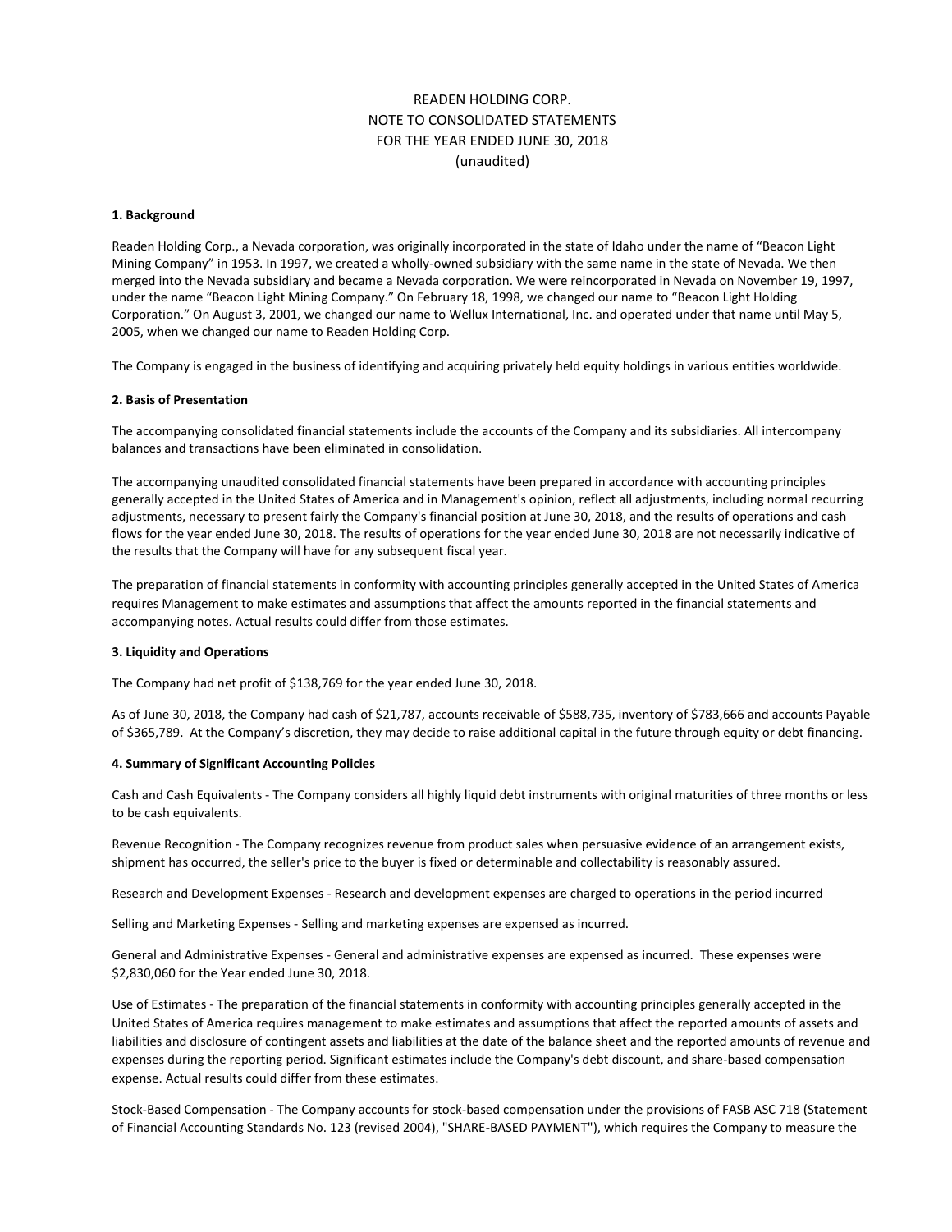# READEN HOLDING CORP.
# NOTE TO CONSOLIDATED STATEMENTS
# FOR THE YEAR ENDED JUNE 30, 2018
# (unaudited)

**1. Background**

Readen Holding Corp., a Nevada corporation, was originally incorporated in the state of Idaho under the name of "Beacon Light Mining Company" in 1953. In 1997, we created a wholly-owned subsidiary with the same name in the state of Nevada. We then merged into the Nevada subsidiary and became a Nevada corporation. We were reincorporated in Nevada on November 19, 1997, under the name "Beacon Light Mining Company." On February 18, 1998, we changed our name to "Beacon Light Holding Corporation." On August 3, 2001, we changed our name to Wellux International, Inc. and operated under that name until May 5, 2005, when we changed our name to Readen Holding Corp.

The Company is engaged in the business of identifying and acquiring privately held equity holdings in various entities worldwide.

**2. Basis of Presentation**

The accompanying consolidated financial statements include the accounts of the Company and its subsidiaries. All intercompany balances and transactions have been eliminated in consolidation.

The accompanying unaudited consolidated financial statements have been prepared in accordance with accounting principles generally accepted in the United States of America and in Management's opinion, reflect all adjustments, including normal recurring adjustments, necessary to present fairly the Company's financial position at June 30, 2018, and the results of operations and cash flows for the year ended June 30, 2018. The results of operations for the year ended June 30, 2018 are not necessarily indicative of the results that the Company will have for any subsequent fiscal year.

The preparation of financial statements in conformity with accounting principles generally accepted in the United States of America requires Management to make estimates and assumptions that affect the amounts reported in the financial statements and accompanying notes. Actual results could differ from those estimates.

**3. Liquidity and Operations**

The Company had net profit of $138,769 for the year ended June 30, 2018.

As of June 30, 2018, the Company had cash of $21,787, accounts receivable of $588,735, inventory of $783,666 and accounts Payable of $365,789. At the Company's discretion, they may decide to raise additional capital in the future through equity or debt financing.

**4. Summary of Significant Accounting Policies**

Cash and Cash Equivalents - The Company considers all highly liquid debt instruments with original maturities of three months or less to be cash equivalents.

Revenue Recognition - The Company recognizes revenue from product sales when persuasive evidence of an arrangement exists, shipment has occurred, the seller's price to the buyer is fixed or determinable and collectability is reasonably assured.

Research and Development Expenses - Research and development expenses are charged to operations in the period incurred

Selling and Marketing Expenses - Selling and marketing expenses are expensed as incurred.

General and Administrative Expenses - General and administrative expenses are expensed as incurred. These expenses were $2,830,060 for the Year ended June 30, 2018.

Use of Estimates - The preparation of the financial statements in conformity with accounting principles generally accepted in the United States of America requires management to make estimates and assumptions that affect the reported amounts of assets and liabilities and disclosure of contingent assets and liabilities at the date of the balance sheet and the reported amounts of revenue and expenses during the reporting period. Significant estimates include the Company's debt discount, and share-based compensation expense. Actual results could differ from these estimates.

Stock-Based Compensation - The Company accounts for stock-based compensation under the provisions of FASB ASC 718 (Statement of Financial Accounting Standards No. 123 (revised 2004), "SHARE-BASED PAYMENT"), which requires the Company to measure the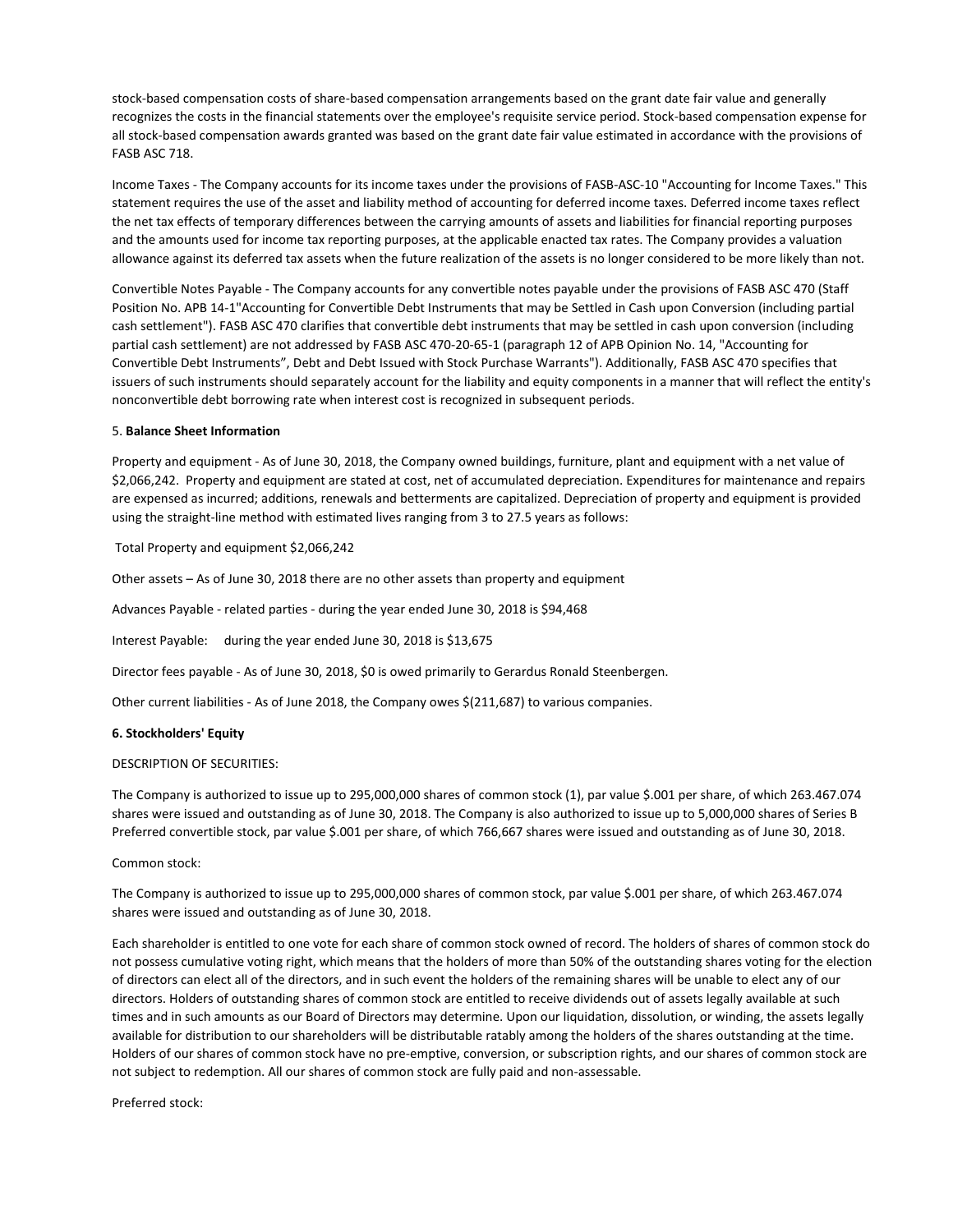stock-based compensation costs of share-based compensation arrangements based on the grant date fair value and generally recognizes the costs in the financial statements over the employee's requisite service period. Stock-based compensation expense for all stock-based compensation awards granted was based on the grant date fair value estimated in accordance with the provisions of FASB ASC 718.

Income Taxes - The Company accounts for its income taxes under the provisions of FASB-ASC-10 "Accounting for Income Taxes." This statement requires the use of the asset and liability method of accounting for deferred income taxes. Deferred income taxes reflect the net tax effects of temporary differences between the carrying amounts of assets and liabilities for financial reporting purposes and the amounts used for income tax reporting purposes, at the applicable enacted tax rates. The Company provides a valuation allowance against its deferred tax assets when the future realization of the assets is no longer considered to be more likely than not.

Convertible Notes Payable - The Company accounts for any convertible notes payable under the provisions of FASB ASC 470 (Staff Position No. APB 14-1"Accounting for Convertible Debt Instruments that may be Settled in Cash upon Conversion (including partial cash settlement"). FASB ASC 470 clarifies that convertible debt instruments that may be settled in cash upon conversion (including partial cash settlement) are not addressed by FASB ASC 470-20-65-1 (paragraph 12 of APB Opinion No. 14, "Accounting for Convertible Debt Instruments", Debt and Debt Issued with Stock Purchase Warrants"). Additionally, FASB ASC 470 specifies that issuers of such instruments should separately account for the liability and equity components in a manner that will reflect the entity's nonconvertible debt borrowing rate when interest cost is recognized in subsequent periods.

5. **Balance Sheet Information**

Property and equipment - As of June 30, 2018, the Company owned buildings, furniture, plant and equipment with a net value of $2,066,242. Property and equipment are stated at cost, net of accumulated depreciation. Expenditures for maintenance and repairs are expensed as incurred; additions, renewals and betterments are capitalized. Depreciation of property and equipment is provided using the straight-line method with estimated lives ranging from 3 to 27.5 years as follows:

Total Property and equipment $2,066,242

Other assets – As of June 30, 2018 there are no other assets than property and equipment

Advances Payable - related parties - during the year ended June 30, 2018 is $94,468

Interest Payable: during the year ended June 30, 2018 is $13,675

Director fees payable - As of June 30, 2018, $0 is owed primarily to Gerardus Ronald Steenbergen.

Other current liabilities - As of June 2018, the Company owes $(211,687) to various companies.

**6. Stockholders' Equity**

DESCRIPTION OF SECURITIES:

The Company is authorized to issue up to 295,000,000 shares of common stock (1), par value $.001 per share, of which 263.467.074 shares were issued and outstanding as of June 30, 2018. The Company is also authorized to issue up to 5,000,000 shares of Series B Preferred convertible stock, par value $.001 per share, of which 766,667 shares were issued and outstanding as of June 30, 2018.

Common stock:

The Company is authorized to issue up to 295,000,000 shares of common stock, par value $.001 per share, of which 263.467.074 shares were issued and outstanding as of June 30, 2018.

Each shareholder is entitled to one vote for each share of common stock owned of record. The holders of shares of common stock do not possess cumulative voting right, which means that the holders of more than 50% of the outstanding shares voting for the election of directors can elect all of the directors, and in such event the holders of the remaining shares will be unable to elect any of our directors. Holders of outstanding shares of common stock are entitled to receive dividends out of assets legally available at such times and in such amounts as our Board of Directors may determine. Upon our liquidation, dissolution, or winding, the assets legally available for distribution to our shareholders will be distributable ratably among the holders of the shares outstanding at the time. Holders of our shares of common stock have no pre-emptive, conversion, or subscription rights, and our shares of common stock are not subject to redemption. All our shares of common stock are fully paid and non-assessable.

Preferred stock: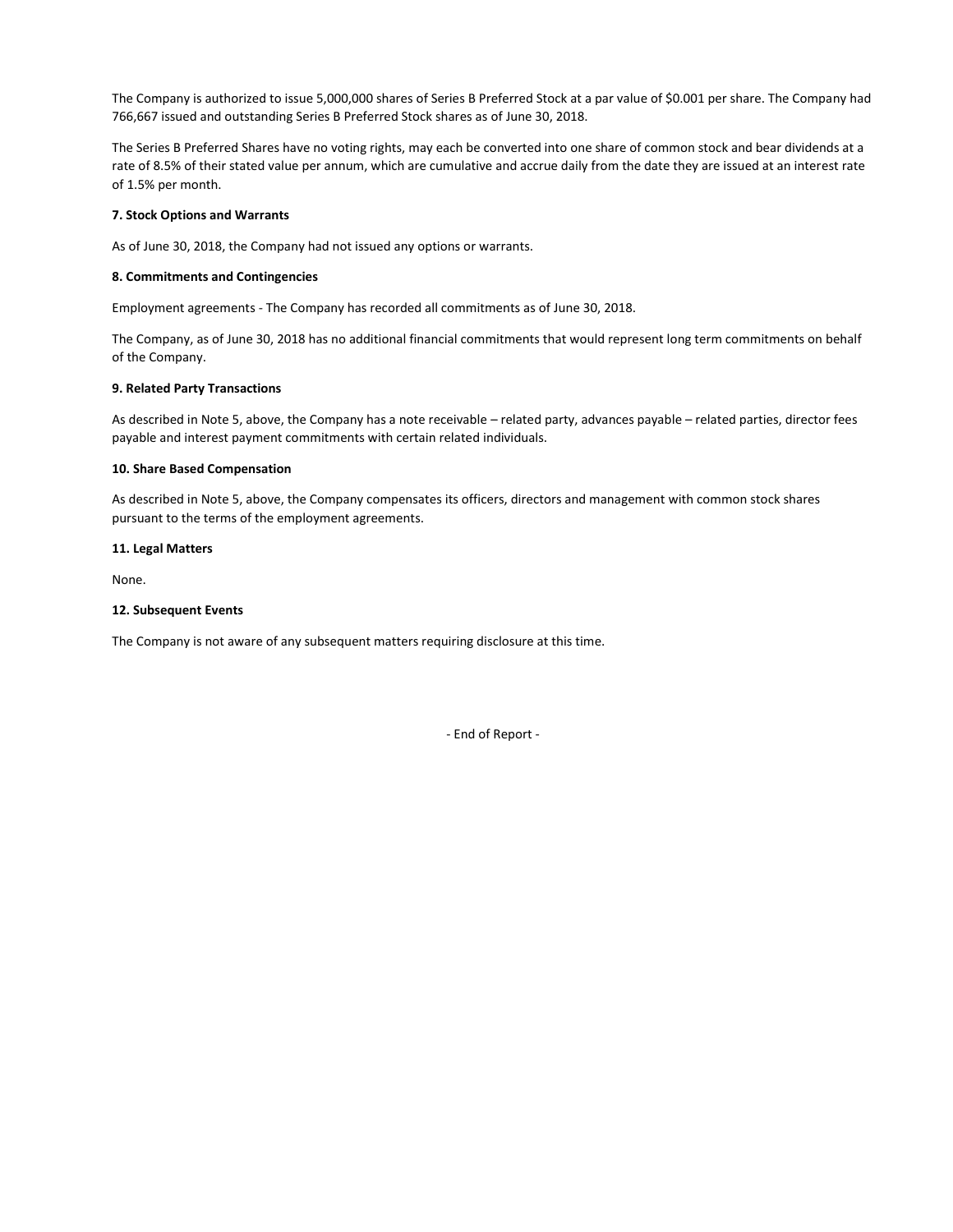The Company is authorized to issue 5,000,000 shares of Series B Preferred Stock at a par value of $0.001 per share. The Company had 766,667 issued and outstanding Series B Preferred Stock shares as of June 30, 2018.

The Series B Preferred Shares have no voting rights, may each be converted into one share of common stock and bear dividends at a rate of 8.5% of their stated value per annum, which are cumulative and accrue daily from the date they are issued at an interest rate of 1.5% per month.

**7. Stock Options and Warrants**

As of June 30, 2018, the Company had not issued any options or warrants.

**8. Commitments and Contingencies**

Employment agreements - The Company has recorded all commitments as of June 30, 2018.

The Company, as of June 30, 2018 has no additional financial commitments that would represent long term commitments on behalf of the Company.

**9. Related Party Transactions**

As described in Note 5, above, the Company has a note receivable – related party, advances payable – related parties, director fees payable and interest payment commitments with certain related individuals.

**10. Share Based Compensation**

As described in Note 5, above, the Company compensates its officers, directors and management with common stock shares pursuant to the terms of the employment agreements.

**11. Legal Matters**

None.

**12. Subsequent Events**

The Company is not aware of any subsequent matters requiring disclosure at this time.

- End of Report -